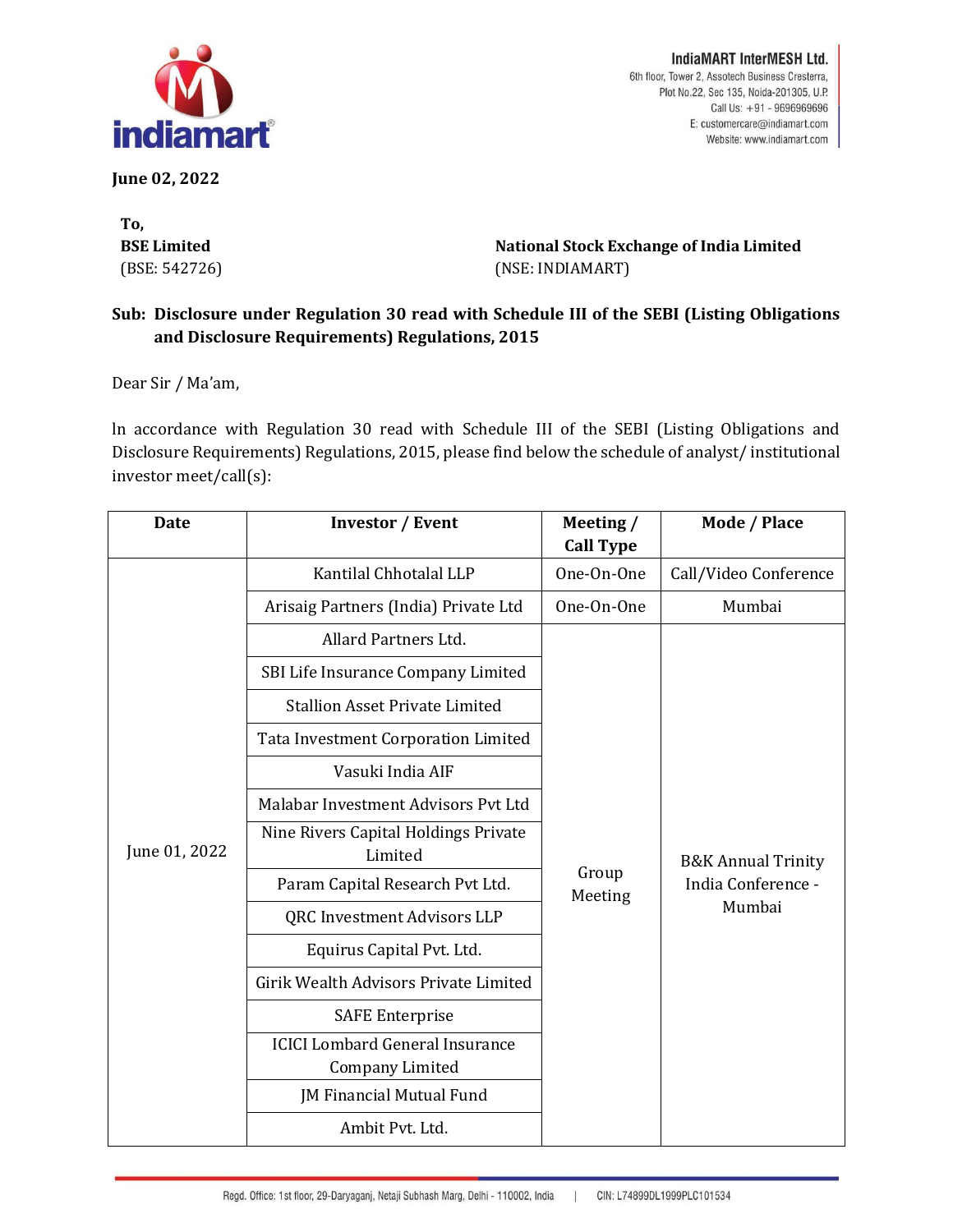IndiaMART InterMESH Ltd.
6th floor, Tower 2, Assotech Business Cresterra,
Plot No.22, Sec 135, Noida-201305, U.P.
Call Us: +91 - 9696969696
E: customercare@indiamart.com
Website: www.indiamart.com

**June 02, 2022**

**To,**

**BSE Limited**
(BSE: 542726)

**National Stock Exchange of India Limited**
(NSE: INDIAMART)

**Sub: Disclosure under Regulation 30 read with Schedule III of the SEBI (Listing Obligations and Disclosure Requirements) Regulations, 2015**

Dear Sir / Ma'am,

In accordance with Regulation 30 read with Schedule III of the SEBI (Listing Obligations and Disclosure Requirements) Regulations, 2015, please find below the schedule of analyst/ institutional investor meet/call(s):

| Date | Investor / Event | Meeting / Call Type | Mode / Place |
|---|---|---|---|
| June 01, 2022 | Kantilal Chhotalal LLP | One-On-One | Call/Video Conference |
| | Arisaig Partners (India) Private Ltd | One-On-One | Mumbai |
| | Allard Partners Ltd. | Group Meeting | B&K Annual Trinity India Conference - Mumbai |
| | SBI Life Insurance Company Limited | | |
| | Stallion Asset Private Limited | | |
| | Tata Investment Corporation Limited | | |
| | Vasuki India AIF | | |
| | Malabar Investment Advisors Pvt Ltd | | |
| | Nine Rivers Capital Holdings Private Limited | | |
| | Param Capital Research Pvt Ltd. | | |
| | QRC Investment Advisors LLP | | |
| | Equirus Capital Pvt. Ltd. | | |
| | Girik Wealth Advisors Private Limited | | |
| | SAFE Enterprise | | |
| | ICICI Lombard General Insurance Company Limited | | |
| | JM Financial Mutual Fund | | |
| | Ambit Pvt. Ltd. | | |

Regd. Office: 1st floor, 29-Daryaganj, Netaji Subhash Marg, Delhi - 110002, India | CIN: L74899DL1999PLC101534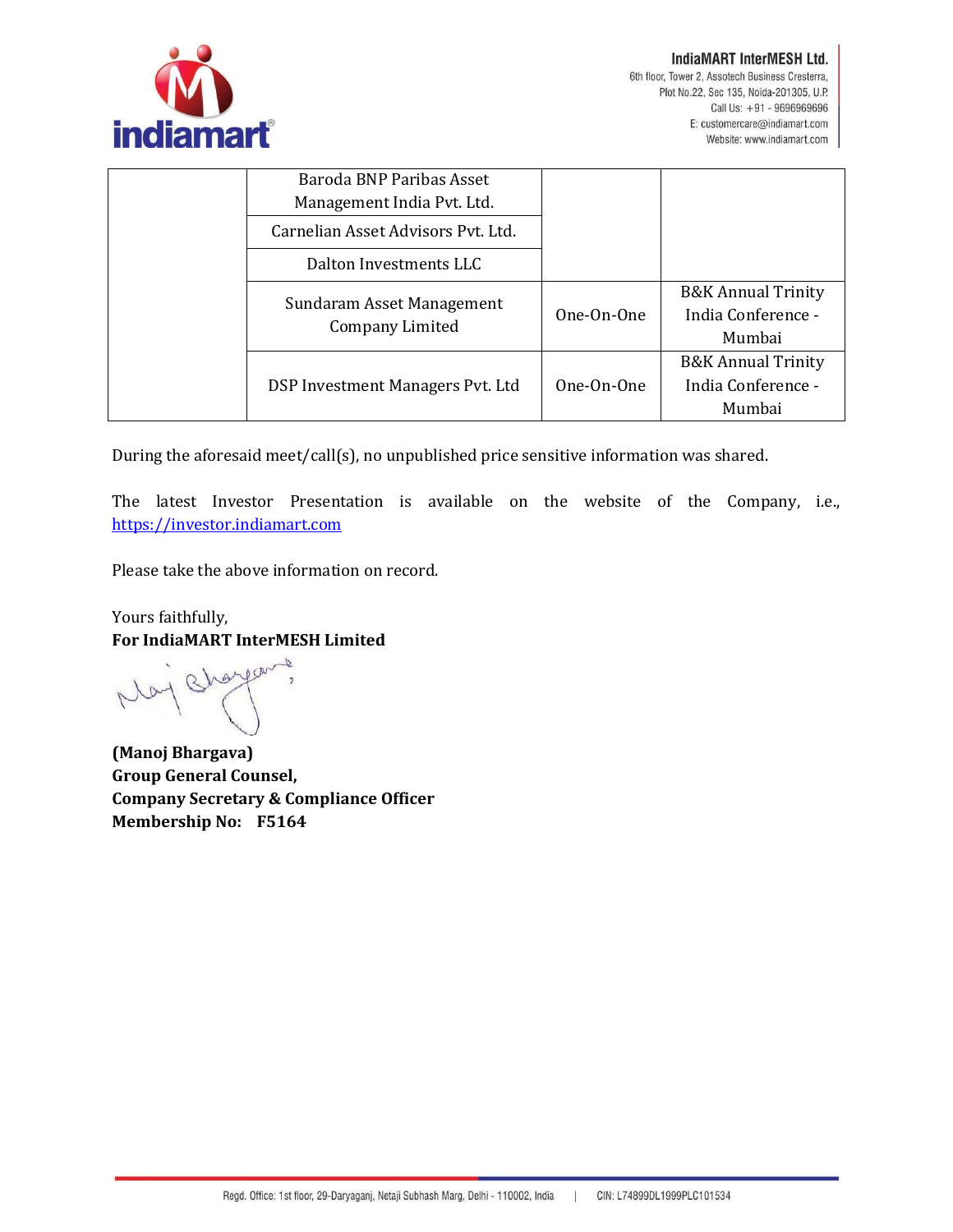| | | | |
|---|---|---|---|
| | Baroda BNP Paribas Asset Management India Pvt. Ltd. | | |
| | Carnelian Asset Advisors Pvt. Ltd. | | |
| | Dalton Investments LLC | | |
| | Sundaram Asset Management Company Limited | One-On-One | B&K Annual Trinity India Conference - Mumbai |
| | DSP Investment Managers Pvt. Ltd | One-On-One | B&K Annual Trinity India Conference - Mumbai |

During the aforesaid meet/call(s), no unpublished price sensitive information was shared.

The latest Investor Presentation is available on the website of the Company, i.e., https://investor.indiamart.com

Please take the above information on record.

Yours faithfully,
**For IndiaMART InterMESH Limited**

**(Manoj Bhargava)**
**Group General Counsel,**
**Company Secretary & Compliance Officer**
**Membership No: F5164**